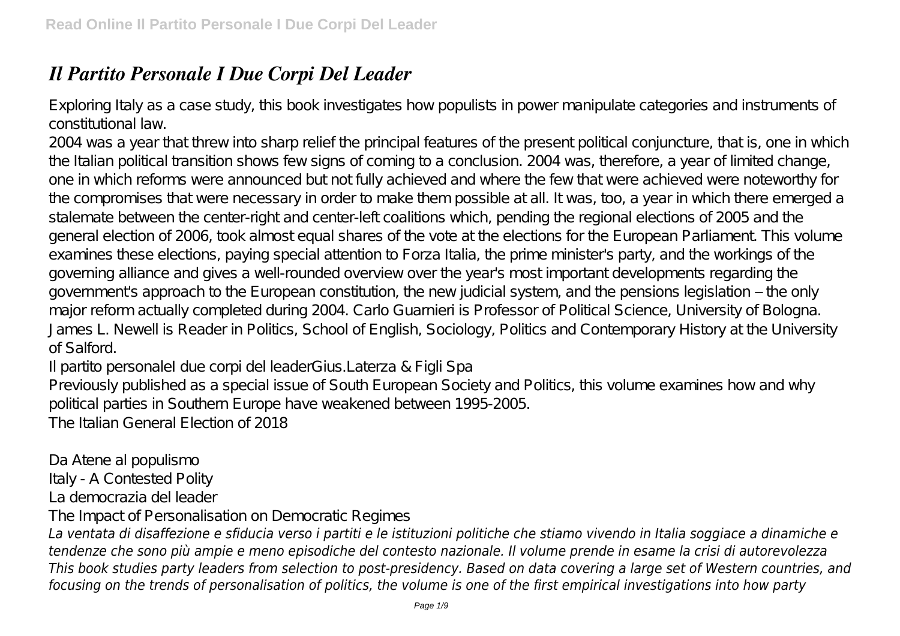# *Il Partito Personale I Due Corpi Del Leader*

Exploring Italy as a case study, this book investigates how populists in power manipulate categories and instruments of constitutional law.

2004 was a year that threw into sharp relief the principal features of the present political conjuncture, that is, one in which the Italian political transition shows few signs of coming to a conclusion. 2004 was, therefore, a year of limited change, one in which reforms were announced but not fully achieved and where the few that were achieved were noteworthy for the compromises that were necessary in order to make them possible at all. It was, too, a year in which there emerged a stalemate between the center-right and center-left coalitions which, pending the regional elections of 2005 and the general election of 2006, took almost equal shares of the vote at the elections for the European Parliament. This volume examines these elections, paying special attention to Forza Italia, the prime minister's party, and the workings of the governing alliance and gives a well-rounded overview over the year's most important developments regarding the government's approach to the European constitution, the new judicial system, and the pensions legislation – the only major reform actually completed during 2004. Carlo Guarnieri is Professor of Political Science, University of Bologna. James L. Newell is Reader in Politics, School of English, Sociology, Politics and Contemporary History at the University of Salford.

Il partito personaleI due corpi del leaderGius.Laterza & Figli Spa

Previously published as a special issue of South European Society and Politics, this volume examines how and why political parties in Southern Europe have weakened between 1995-2005.

The Italian General Election of 2018

Da Atene al populismo

Italy - A Contested Polity

La democrazia del leader

The Impact of Personalisation on Democratic Regimes

*La ventata di disaffezione e sfiducia verso i partiti e le istituzioni politiche che stiamo vivendo in Italia soggiace a dinamiche e tendenze che sono più ampie e meno episodiche del contesto nazionale. Il volume prende in esame la crisi di autorevolezza*

*This book studies party leaders from selection to post-presidency. Based on data covering a large set of Western countries, and focusing on the trends of personalisation of politics, the volume is one of the first empirical investigations into how party*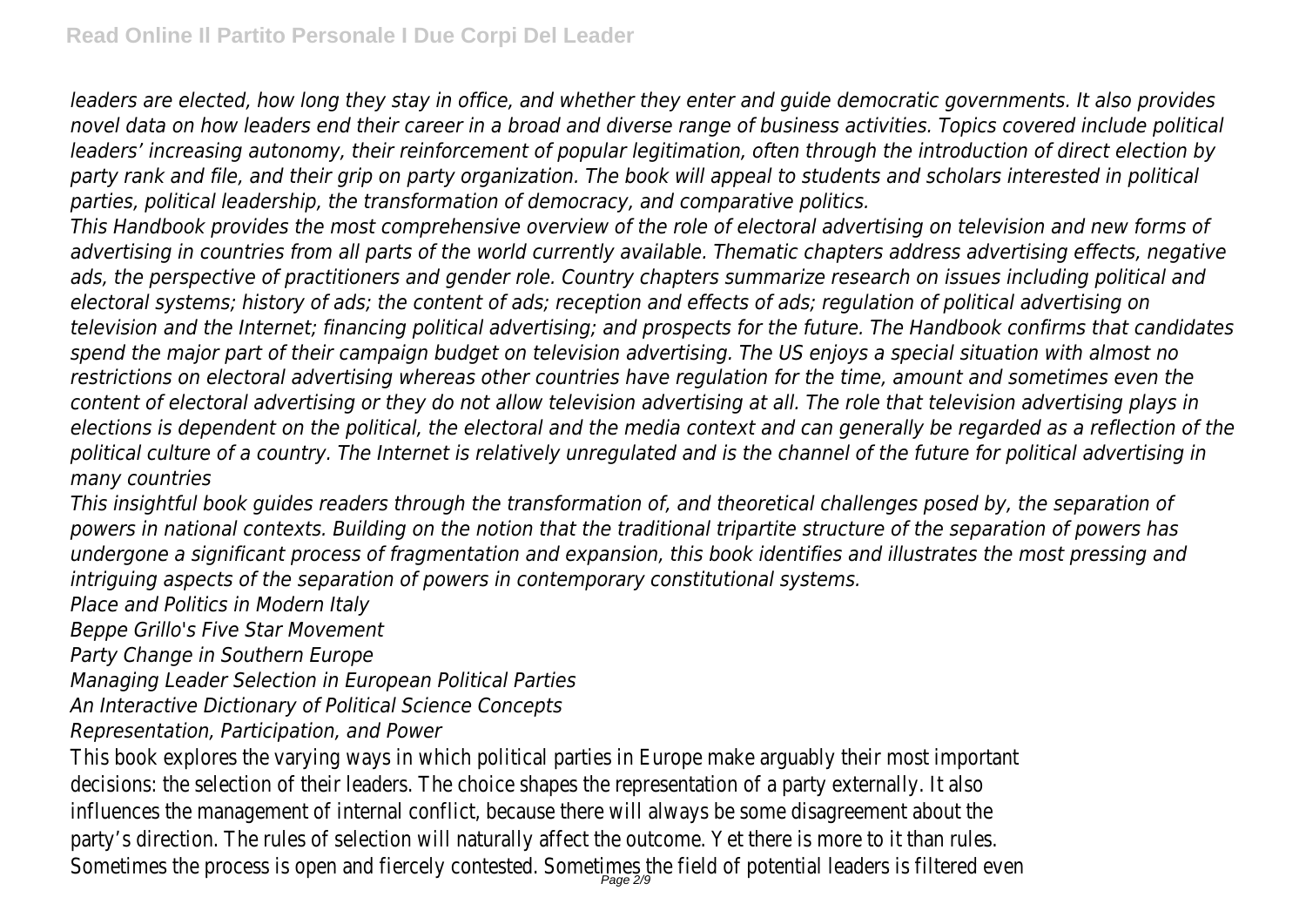*leaders are elected, how long they stay in office, and whether they enter and guide democratic governments. It also provides novel data on how leaders end their career in a broad and diverse range of business activities. Topics covered include political leaders' increasing autonomy, their reinforcement of popular legitimation, often through the introduction of direct election by party rank and file, and their grip on party organization. The book will appeal to students and scholars interested in political parties, political leadership, the transformation of democracy, and comparative politics.*

*This Handbook provides the most comprehensive overview of the role of electoral advertising on television and new forms of advertising in countries from all parts of the world currently available. Thematic chapters address advertising effects, negative ads, the perspective of practitioners and gender role. Country chapters summarize research on issues including political and electoral systems; history of ads; the content of ads; reception and effects of ads; regulation of political advertising on television and the Internet; financing political advertising; and prospects for the future. The Handbook confirms that candidates spend the major part of their campaign budget on television advertising. The US enjoys a special situation with almost no restrictions on electoral advertising whereas other countries have regulation for the time, amount and sometimes even the content of electoral advertising or they do not allow television advertising at all. The role that television advertising plays in elections is dependent on the political, the electoral and the media context and can generally be regarded as a reflection of the political culture of a country. The Internet is relatively unregulated and is the channel of the future for political advertising in many countries*

*This insightful book guides readers through the transformation of, and theoretical challenges posed by, the separation of powers in national contexts. Building on the notion that the traditional tripartite structure of the separation of powers has undergone a significant process of fragmentation and expansion, this book identifies and illustrates the most pressing and intriguing aspects of the separation of powers in contemporary constitutional systems.*

*Place and Politics in Modern Italy*

*Beppe Grillo's Five Star Movement*

*Party Change in Southern Europe*

*Managing Leader Selection in European Political Parties*

*An Interactive Dictionary of Political Science Concepts*

*Representation, Participation, and Power*

This book explores the varying ways in which political parties in Europe make arguably their most important decisions: the selection of their leaders. The choice shapes the representation of a party externally. It also influences the management of internal conflict, because there will always be some disagreement about the party's direction. The rules of selection will naturally affect the outcome. Yet there is more to it than rules. Sometimes the process is open and fiercely contested. Sometimes the field of potential leaders is filtered even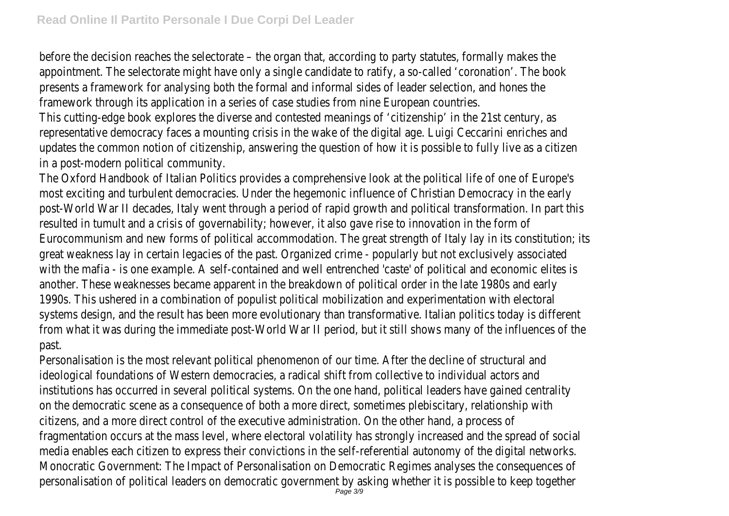before the decision reaches the selectorate – the organ that, according to party statutes, formally makes the appointment. The selectorate might have only a single candidate to ratify, a so-called 'coronation'. The book presents a framework for analysing both the formal and informal sides of leader selection, and hones the framework through its application in a series of case studies from nine European countries.

This cutting-edge book explores the diverse and contested meanings of 'citizenship' in the 21st century, as representative democracy faces a mounting crisis in the wake of the digital age. Luigi Ceccarini enriches and updates the common notion of citizenship, answering the question of how it is possible to fully live as a citizen in a post-modern political community.

The Oxford Handbook of Italian Politics provides a comprehensive look at the political life of one of Europe's most exciting and turbulent democracies. Under the hegemonic influence of Christian Democracy in the early post-World War II decades, Italy went through a period of rapid growth and political transformation. In part this resulted in tumult and a crisis of governability; however, it also gave rise to innovation in the form of Eurocommunism and new forms of political accommodation. The great strength of Italy lay in its constitution; its great weakness lay in certain legacies of the past. Organized crime - popularly but not exclusively associated with the mafia - is one example. A self-contained and well entrenched 'caste' of political and economic elites is another. These weaknesses became apparent in the breakdown of political order in the late 1980s and early 1990s. This ushered in a combination of populist political mobilization and experimentation with electoral systems design, and the result has been more evolutionary than transformative. Italian politics today is different from what it was during the immediate post-World War II period, but it still shows many of the influences of the past.

Personalisation is the most relevant political phenomenon of our time. After the decline of structural and ideological foundations of Western democracies, a radical shift from collective to individual actors and institutions has occurred in several political systems. On the one hand, political leaders have gained centrality on the democratic scene as a consequence of both a more direct, sometimes plebiscitary, relationship with citizens, and a more direct control of the executive administration. On the other hand, a process of fragmentation occurs at the mass level, where electoral volatility has strongly increased and the spread of social media enables each citizen to express their convictions in the self-referential autonomy of the digital networks. Monocratic Government: The Impact of Personalisation on Democratic Regimes analyses the consequences of personalisation of political leaders on democratic government by asking whether it is possible to keep together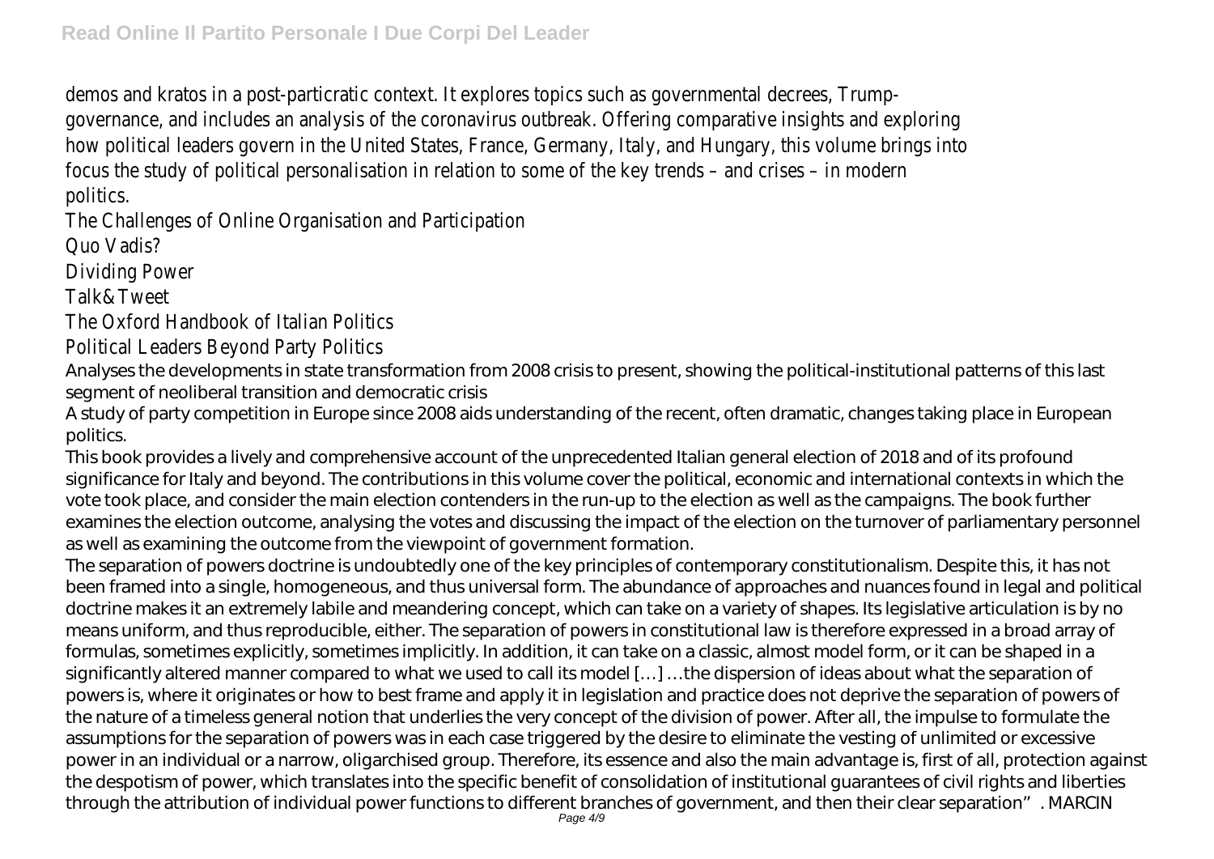demos and kratos in a post-particratic context. It explores topics such as governmental decrees, Trump-governance, and includes an analysis of the coronavirus outbreak. Offering comparative insights and exploring how political leaders govern in the United States, France, Germany, Italy, and Hungary, this volume brings into focus the study of political personalisation in relation to some of the key trends – and crises – in modern politics.

The Challenges of Online Organisation and Participation

Quo Vadis?

Dividing Power

Talk&Tweet

The Oxford Handbook of Italian Politics

Political Leaders Beyond Party Politics

Analyses the developments in state transformation from 2008 crisis to present, showing the political-institutional patterns of this last segment of neoliberal transition and democratic crisis

A study of party competition in Europe since 2008 aids understanding of the recent, often dramatic, changes taking place in European politics.

This book provides a lively and comprehensive account of the unprecedented Italian general election of 2018 and of its profound significance for Italy and beyond. The contributions in this volume cover the political, economic and international contexts in which the vote took place, and consider the main election contenders in the run-up to the election as well as the campaigns. The book further examines the election outcome, analysing the votes and discussing the impact of the election on the turnover of parliamentary personnel as well as examining the outcome from the viewpoint of government formation.

The separation of powers doctrine is undoubtedly one of the key principles of contemporary constitutionalism. Despite this, it has not been framed into a single, homogeneous, and thus universal form. The abundance of approaches and nuances found in legal and political doctrine makes it an extremely labile and meandering concept, which can take on a variety of shapes. Its legislative articulation is by no means uniform, and thus reproducible, either. The separation of powers in constitutional law is therefore expressed in a broad array of formulas, sometimes explicitly, sometimes implicitly. In addition, it can take on a classic, almost model form, or it can be shaped in a significantly altered manner compared to what we used to call its model […] …the dispersion of ideas about what the separation of powers is, where it originates or how to best frame and apply it in legislation and practice does not deprive the separation of powers of the nature of a timeless general notion that underlies the very concept of the division of power. After all, the impulse to formulate the assumptions for the separation of powers was in each case triggered by the desire to eliminate the vesting of unlimited or excessive power in an individual or a narrow, oligarchised group. Therefore, its essence and also the main advantage is, first of all, protection against the despotism of power, which translates into the specific benefit of consolidation of institutional guarantees of civil rights and liberties through the attribution of individual power functions to different branches of government, and then their clear separation". MARCIN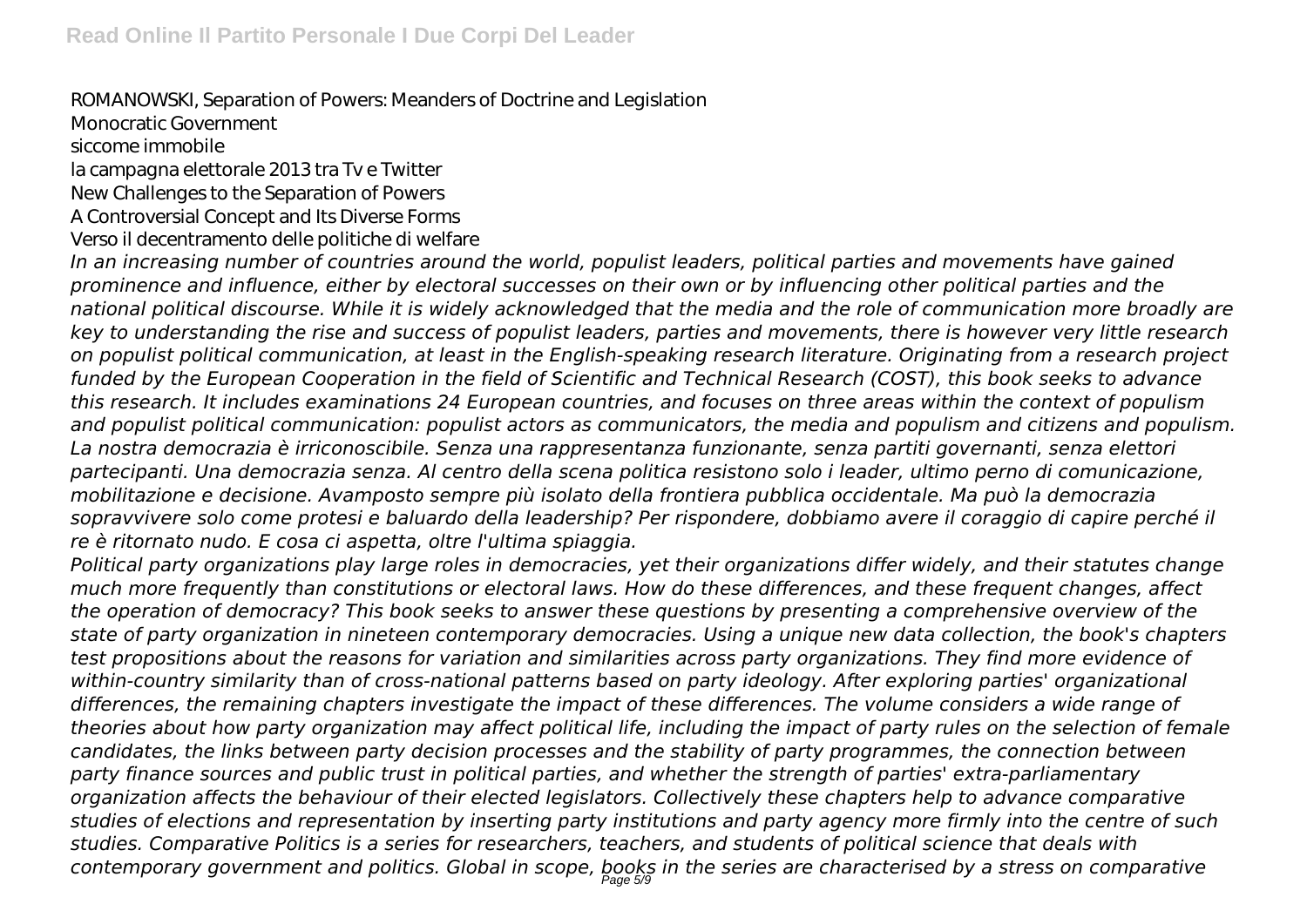ROMANOWSKI, Separation of Powers: Meanders of Doctrine and Legislation

Monocratic Government

siccome immobile

la campagna elettorale 2013 tra Tv e Twitter

New Challenges to the Separation of Powers

A Controversial Concept and Its Diverse Forms

Verso il decentramento delle politiche di welfare

*In an increasing number of countries around the world, populist leaders, political parties and movements have gained prominence and influence, either by electoral successes on their own or by influencing other political parties and the national political discourse. While it is widely acknowledged that the media and the role of communication more broadly are key to understanding the rise and success of populist leaders, parties and movements, there is however very little research on populist political communication, at least in the English-speaking research literature. Originating from a research project funded by the European Cooperation in the field of Scientific and Technical Research (COST), this book seeks to advance this research. It includes examinations 24 European countries, and focuses on three areas within the context of populism and populist political communication: populist actors as communicators, the media and populism and citizens and populism.*

*La nostra democrazia è irriconoscibile. Senza una rappresentanza funzionante, senza partiti governanti, senza elettori partecipanti. Una democrazia senza. Al centro della scena politica resistono solo i leader, ultimo perno di comunicazione, mobilitazione e decisione. Avamposto sempre più isolato della frontiera pubblica occidentale. Ma può la democrazia sopravvivere solo come protesi e baluardo della leadership? Per rispondere, dobbiamo avere il coraggio di capire perché il re è ritornato nudo. E cosa ci aspetta, oltre l'ultima spiaggia.*

*Political party organizations play large roles in democracies, yet their organizations differ widely, and their statutes change much more frequently than constitutions or electoral laws. How do these differences, and these frequent changes, affect the operation of democracy? This book seeks to answer these questions by presenting a comprehensive overview of the state of party organization in nineteen contemporary democracies. Using a unique new data collection, the book's chapters test propositions about the reasons for variation and similarities across party organizations. They find more evidence of within-country similarity than of cross-national patterns based on party ideology. After exploring parties' organizational differences, the remaining chapters investigate the impact of these differences. The volume considers a wide range of theories about how party organization may affect political life, including the impact of party rules on the selection of female candidates, the links between party decision processes and the stability of party programmes, the connection between party finance sources and public trust in political parties, and whether the strength of parties' extra-parliamentary organization affects the behaviour of their elected legislators. Collectively these chapters help to advance comparative studies of elections and representation by inserting party institutions and party agency more firmly into the centre of such studies. Comparative Politics is a series for researchers, teachers, and students of political science that deals with contemporary government and politics. Global in scope, books in the series are characterised by a stress on comparative*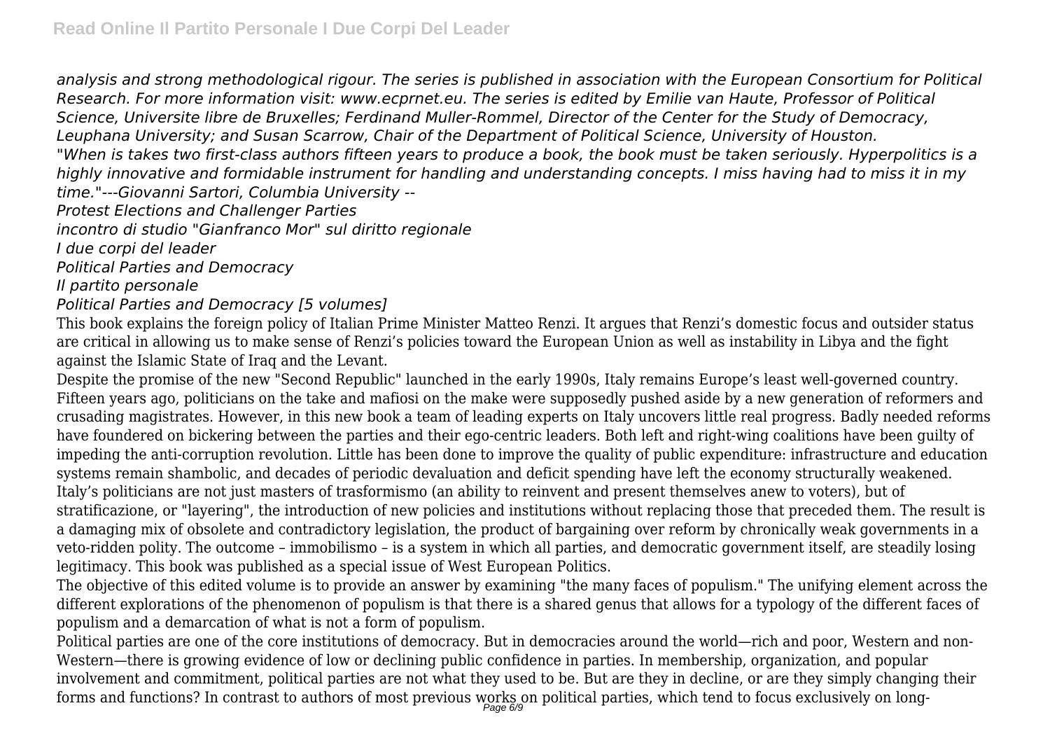*analysis and strong methodological rigour. The series is published in association with the European Consortium for Political Research. For more information visit: www.ecprnet.eu. The series is edited by Emilie van Haute, Professor of Political Science, Universite libre de Bruxelles; Ferdinand Muller-Rommel, Director of the Center for the Study of Democracy, Leuphana University; and Susan Scarrow, Chair of the Department of Political Science, University of Houston.*

*"When is takes two first-class authors fifteen years to produce a book, the book must be taken seriously. Hyperpolitics is a highly innovative and formidable instrument for handling and understanding concepts. I miss having had to miss it in my time."---Giovanni Sartori, Columbia University --*

*Protest Elections and Challenger Parties*

*incontro di studio "Gianfranco Mor" sul diritto regionale*

*I due corpi del leader*

*Political Parties and Democracy*

*Il partito personale*

*Political Parties and Democracy [5 volumes]*

This book explains the foreign policy of Italian Prime Minister Matteo Renzi. It argues that Renzi's domestic focus and outsider status are critical in allowing us to make sense of Renzi's policies toward the European Union as well as instability in Libya and the fight against the Islamic State of Iraq and the Levant.

Despite the promise of the new "Second Republic" launched in the early 1990s, Italy remains Europe's least well-governed country. Fifteen years ago, politicians on the take and mafiosi on the make were supposedly pushed aside by a new generation of reformers and crusading magistrates. However, in this new book a team of leading experts on Italy uncovers little real progress. Badly needed reforms have foundered on bickering between the parties and their ego-centric leaders. Both left and right-wing coalitions have been guilty of impeding the anti-corruption revolution. Little has been done to improve the quality of public expenditure: infrastructure and education systems remain shambolic, and decades of periodic devaluation and deficit spending have left the economy structurally weakened. Italy's politicians are not just masters of trasformismo (an ability to reinvent and present themselves anew to voters), but of stratificazione, or "layering", the introduction of new policies and institutions without replacing those that preceded them. The result is a damaging mix of obsolete and contradictory legislation, the product of bargaining over reform by chronically weak governments in a veto-ridden polity. The outcome – immobilismo – is a system in which all parties, and democratic government itself, are steadily losing legitimacy. This book was published as a special issue of West European Politics.

The objective of this edited volume is to provide an answer by examining "the many faces of populism." The unifying element across the different explorations of the phenomenon of populism is that there is a shared genus that allows for a typology of the different faces of populism and a demarcation of what is not a form of populism.

Political parties are one of the core institutions of democracy. But in democracies around the world—rich and poor, Western and non-Western—there is growing evidence of low or declining public confidence in parties. In membership, organization, and popular involvement and commitment, political parties are not what they used to be. But are they in decline, or are they simply changing their forms and functions? In contrast to authors of most previous works on political parties, which tend to focus exclusively on long-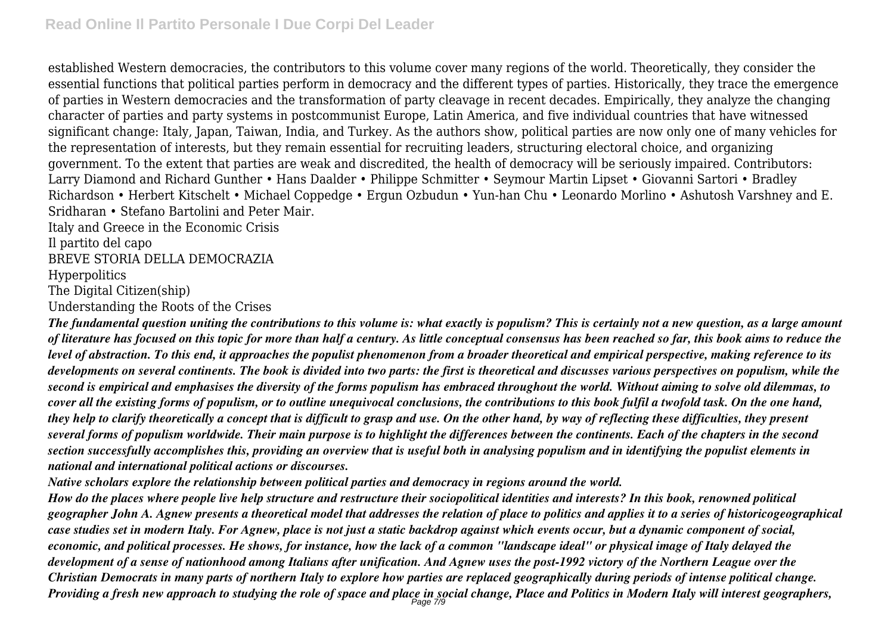established Western democracies, the contributors to this volume cover many regions of the world. Theoretically, they consider the essential functions that political parties perform in democracy and the different types of parties. Historically, they trace the emergence of parties in Western democracies and the transformation of party cleavage in recent decades. Empirically, they analyze the changing character of parties and party systems in postcommunist Europe, Latin America, and five individual countries that have witnessed significant change: Italy, Japan, Taiwan, India, and Turkey. As the authors show, political parties are now only one of many vehicles for the representation of interests, but they remain essential for recruiting leaders, structuring electoral choice, and organizing government. To the extent that parties are weak and discredited, the health of democracy will be seriously impaired. Contributors: Larry Diamond and Richard Gunther • Hans Daalder • Philippe Schmitter • Seymour Martin Lipset • Giovanni Sartori • Bradley Richardson • Herbert Kitschelt • Michael Coppedge • Ergun Ozbudun • Yun-han Chu • Leonardo Morlino • Ashutosh Varshney and E. Sridharan • Stefano Bartolini and Peter Mair.

Italy and Greece in the Economic Crisis

Il partito del capo

BREVE STORIA DELLA DEMOCRAZIA

Hyperpolitics

The Digital Citizen(ship)

Understanding the Roots of the Crises

***The fundamental question uniting the contributions to this volume is: what exactly is populism? This is certainly not a new question, as a large amount of literature has focused on this topic for more than half a century. As little conceptual consensus has been reached so far, this book aims to reduce the level of abstraction. To this end, it approaches the populist phenomenon from a broader theoretical and empirical perspective, making reference to its developments on several continents. The book is divided into two parts: the first is theoretical and discusses various perspectives on populism, while the second is empirical and emphasises the diversity of the forms populism has embraced throughout the world. Without aiming to solve old dilemmas, to cover all the existing forms of populism, or to outline unequivocal conclusions, the contributions to this book fulfil a twofold task. On the one hand, they help to clarify theoretically a concept that is difficult to grasp and use. On the other hand, by way of reflecting these difficulties, they present several forms of populism worldwide. Their main purpose is to highlight the differences between the continents. Each of the chapters in the second section successfully accomplishes this, providing an overview that is useful both in analysing populism and in identifying the populist elements in national and international political actions or discourses.***

***Native scholars explore the relationship between political parties and democracy in regions around the world.***

***How do the places where people live help structure and restructure their sociopolitical identities and interests? In this book, renowned political geographer John A. Agnew presents a theoretical model that addresses the relation of place to politics and applies it to a series of historicogeographical case studies set in modern Italy. For Agnew, place is not just a static backdrop against which events occur, but a dynamic component of social, economic, and political processes. He shows, for instance, how the lack of a common "landscape ideal" or physical image of Italy delayed the development of a sense of nationhood among Italians after unification. And Agnew uses the post-1992 victory of the Northern League over the Christian Democrats in many parts of northern Italy to explore how parties are replaced geographically during periods of intense political change. Providing a fresh new approach to studying the role of space and place in social change, Place and Politics in Modern Italy will interest geographers,***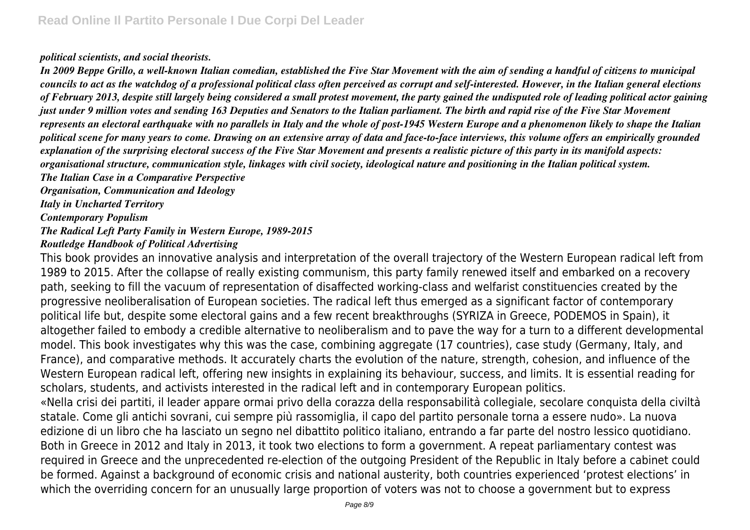*political scientists, and social theorists.*

*In 2009 Beppe Grillo, a well-known Italian comedian, established the Five Star Movement with the aim of sending a handful of citizens to municipal councils to act as the watchdog of a professional political class often perceived as corrupt and self-interested. However, in the Italian general elections of February 2013, despite still largely being considered a small protest movement, the party gained the undisputed role of leading political actor gaining just under 9 million votes and sending 163 Deputies and Senators to the Italian parliament. The birth and rapid rise of the Five Star Movement represents an electoral earthquake with no parallels in Italy and the whole of post-1945 Western Europe and a phenomenon likely to shape the Italian political scene for many years to come. Drawing on an extensive array of data and face-to-face interviews, this volume offers an empirically grounded explanation of the surprising electoral success of the Five Star Movement and presents a realistic picture of this party in its manifold aspects: organisational structure, communication style, linkages with civil society, ideological nature and positioning in the Italian political system.*

***The Italian Case in a Comparative Perspective***

***Organisation, Communication and Ideology***

***Italy in Uncharted Territory***

***Contemporary Populism***

***The Radical Left Party Family in Western Europe, 1989-2015***

***Routledge Handbook of Political Advertising***

This book provides an innovative analysis and interpretation of the overall trajectory of the Western European radical left from 1989 to 2015. After the collapse of really existing communism, this party family renewed itself and embarked on a recovery path, seeking to fill the vacuum of representation of disaffected working-class and welfarist constituencies created by the progressive neoliberalisation of European societies. The radical left thus emerged as a significant factor of contemporary political life but, despite some electoral gains and a few recent breakthroughs (SYRIZA in Greece, PODEMOS in Spain), it altogether failed to embody a credible alternative to neoliberalism and to pave the way for a turn to a different developmental model. This book investigates why this was the case, combining aggregate (17 countries), case study (Germany, Italy, and France), and comparative methods. It accurately charts the evolution of the nature, strength, cohesion, and influence of the Western European radical left, offering new insights in explaining its behaviour, success, and limits. It is essential reading for scholars, students, and activists interested in the radical left and in contemporary European politics.

«Nella crisi dei partiti, il leader appare ormai privo della corazza della responsabilità collegiale, secolare conquista della civiltà statale. Come gli antichi sovrani, cui sempre più rassomiglia, il capo del partito personale torna a essere nudo». La nuova edizione di un libro che ha lasciato un segno nel dibattito politico italiano, entrando a far parte del nostro lessico quotidiano.

Both in Greece in 2012 and Italy in 2013, it took two elections to form a government. A repeat parliamentary contest was required in Greece and the unprecedented re-election of the outgoing President of the Republic in Italy before a cabinet could be formed. Against a background of economic crisis and national austerity, both countries experienced 'protest elections' in which the overriding concern for an unusually large proportion of voters was not to choose a government but to express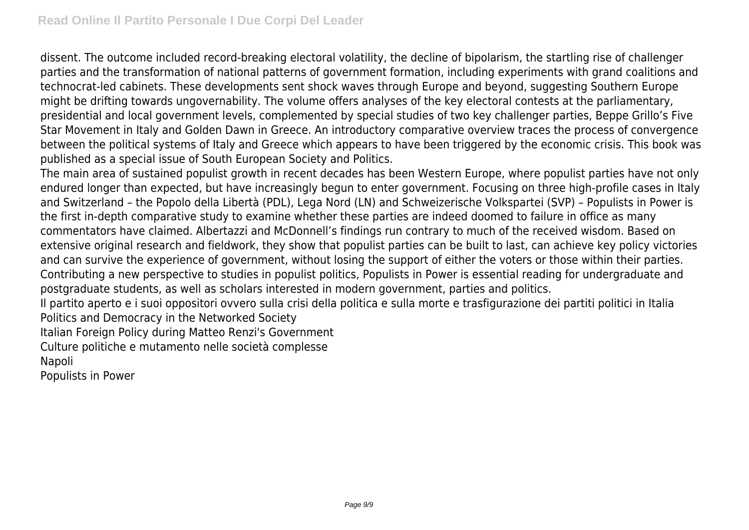dissent. The outcome included record-breaking electoral volatility, the decline of bipolarism, the startling rise of challenger parties and the transformation of national patterns of government formation, including experiments with grand coalitions and technocrat-led cabinets. These developments sent shock waves through Europe and beyond, suggesting Southern Europe might be drifting towards ungovernability. The volume offers analyses of the key electoral contests at the parliamentary, presidential and local government levels, complemented by special studies of two key challenger parties, Beppe Grillo's Five Star Movement in Italy and Golden Dawn in Greece. An introductory comparative overview traces the process of convergence between the political systems of Italy and Greece which appears to have been triggered by the economic crisis. This book was published as a special issue of South European Society and Politics.

The main area of sustained populist growth in recent decades has been Western Europe, where populist parties have not only endured longer than expected, but have increasingly begun to enter government. Focusing on three high-profile cases in Italy and Switzerland – the Popolo della Libertà (PDL), Lega Nord (LN) and Schweizerische Volkspartei (SVP) – Populists in Power is the first in-depth comparative study to examine whether these parties are indeed doomed to failure in office as many commentators have claimed. Albertazzi and McDonnell's findings run contrary to much of the received wisdom. Based on extensive original research and fieldwork, they show that populist parties can be built to last, can achieve key policy victories and can survive the experience of government, without losing the support of either the voters or those within their parties. Contributing a new perspective to studies in populist politics, Populists in Power is essential reading for undergraduate and postgraduate students, as well as scholars interested in modern government, parties and politics.

Il partito aperto e i suoi oppositori ovvero sulla crisi della politica e sulla morte e trasfigurazione dei partiti politici in Italia

Politics and Democracy in the Networked Society

Italian Foreign Policy during Matteo Renzi's Government

Culture politiche e mutamento nelle società complesse

Napoli

Populists in Power